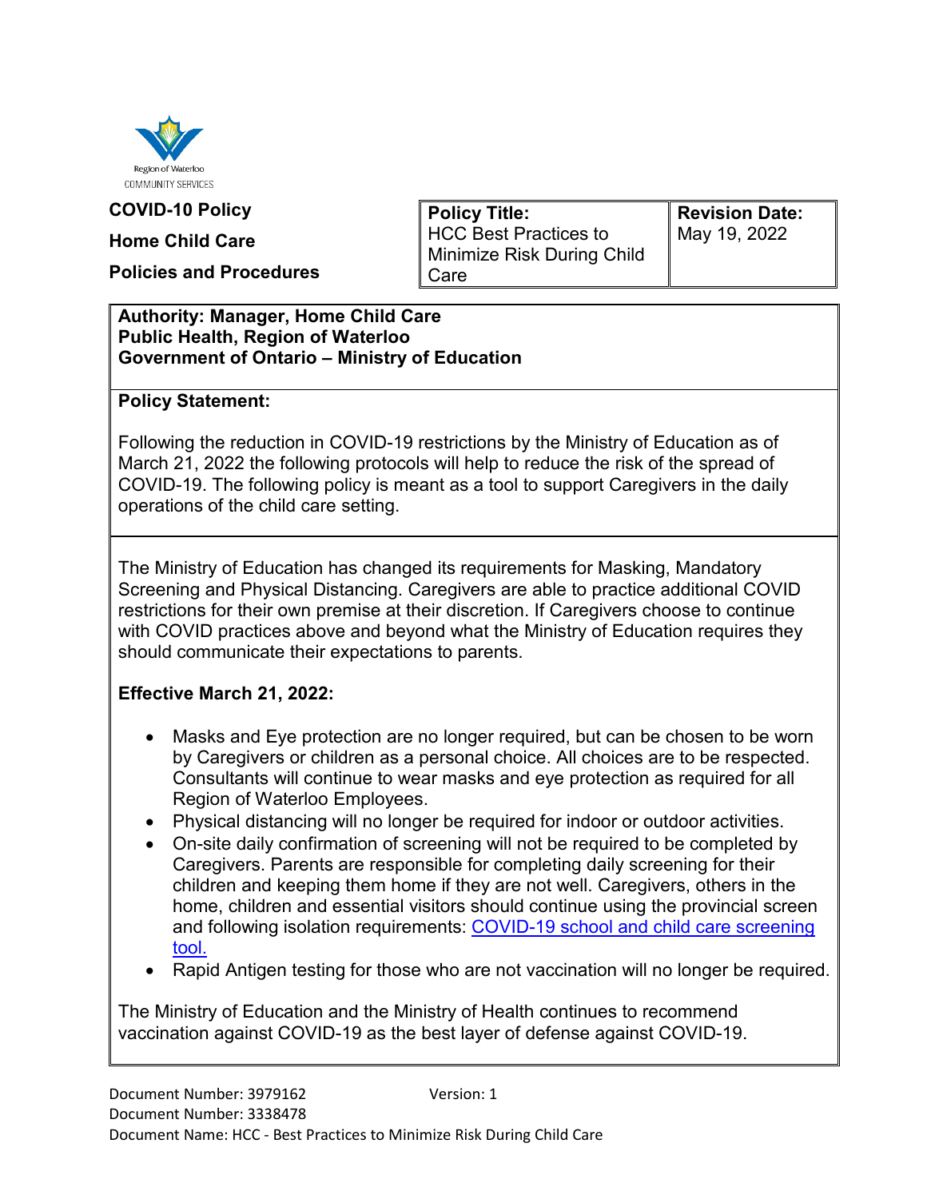Region of Waterloo
COMMUNITY SERVICES

**COVID-10 Policy**

**Home Child Care**

**Policies and Procedures**

| **Policy Title:** HCC Best Practices to Minimize Risk During Child Care | **Revision Date:** May 19, 2022 |
|---|---|

**Authority: Manager, Home Child Care**
**Public Health, Region of Waterloo**
**Government of Ontario – Ministry of Education**

**Policy Statement:**

Following the reduction in COVID-19 restrictions by the Ministry of Education as of March 21, 2022 the following protocols will help to reduce the risk of the spread of COVID-19. The following policy is meant as a tool to support Caregivers in the daily operations of the child care setting.

The Ministry of Education has changed its requirements for Masking, Mandatory Screening and Physical Distancing. Caregivers are able to practice additional COVID restrictions for their own premise at their discretion. If Caregivers choose to continue with COVID practices above and beyond what the Ministry of Education requires they should communicate their expectations to parents.

**Effective March 21, 2022:**

- Masks and Eye protection are no longer required, but can be chosen to be worn by Caregivers or children as a personal choice. All choices are to be respected. Consultants will continue to wear masks and eye protection as required for all Region of Waterloo Employees.
- Physical distancing will no longer be required for indoor or outdoor activities.
- On-site daily confirmation of screening will not be required to be completed by Caregivers. Parents are responsible for completing daily screening for their children and keeping them home if they are not well. Caregivers, others in the home, children and essential visitors should continue using the provincial screen and following isolation requirements: [COVID-19 school and child care screening tool.]()
- Rapid Antigen testing for those who are not vaccination will no longer be required.

The Ministry of Education and the Ministry of Health continues to recommend vaccination against COVID-19 as the best layer of defense against COVID-19.

Document Number: 3979162 Version: 1
Document Number: 3338478
Document Name: HCC - Best Practices to Minimize Risk During Child Care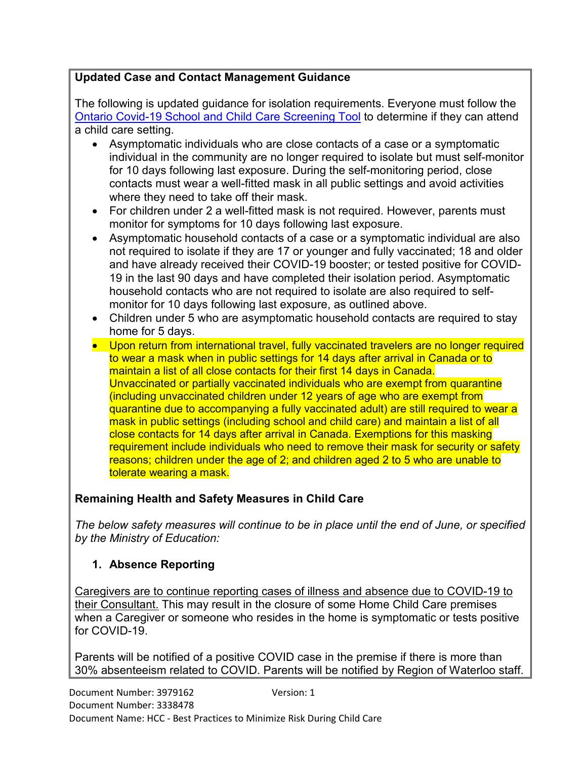**Updated Case and Contact Management Guidance**

The following is updated guidance for isolation requirements. Everyone must follow the [Ontario Covid-19 School and Child Care Screening Tool](#) to determine if they can attend a child care setting.

- Asymptomatic individuals who are close contacts of a case or a symptomatic individual in the community are no longer required to isolate but must self-monitor for 10 days following last exposure. During the self-monitoring period, close contacts must wear a well-fitted mask in all public settings and avoid activities where they need to take off their mask.
- For children under 2 a well-fitted mask is not required. However, parents must monitor for symptoms for 10 days following last exposure.
- Asymptomatic household contacts of a case or a symptomatic individual are also not required to isolate if they are 17 or younger and fully vaccinated; 18 and older and have already received their COVID-19 booster; or tested positive for COVID-19 in the last 90 days and have completed their isolation period. Asymptomatic household contacts who are not required to isolate are also required to self-monitor for 10 days following last exposure, as outlined above.
- Children under 5 who are asymptomatic household contacts are required to stay home for 5 days.
- Upon return from international travel, fully vaccinated travelers are no longer required to wear a mask when in public settings for 14 days after arrival in Canada or to maintain a list of all close contacts for their first 14 days in Canada. Unvaccinated or partially vaccinated individuals who are exempt from quarantine (including unvaccinated children under 12 years of age who are exempt from quarantine due to accompanying a fully vaccinated adult) are still required to wear a mask in public settings (including school and child care) and maintain a list of all close contacts for 14 days after arrival in Canada. Exemptions for this masking requirement include individuals who need to remove their mask for security or safety reasons; children under the age of 2; and children aged 2 to 5 who are unable to tolerate wearing a mask.

**Remaining Health and Safety Measures in Child Care**

*The below safety measures will continue to be in place until the end of June, or specified by the Ministry of Education:*

1. **Absence Reporting**

Caregivers are to continue reporting cases of illness and absence due to COVID-19 to their Consultant. This may result in the closure of some Home Child Care premises when a Caregiver or someone who resides in the home is symptomatic or tests positive for COVID-19.

Parents will be notified of a positive COVID case in the premise if there is more than 30% absenteeism related to COVID. Parents will be notified by Region of Waterloo staff.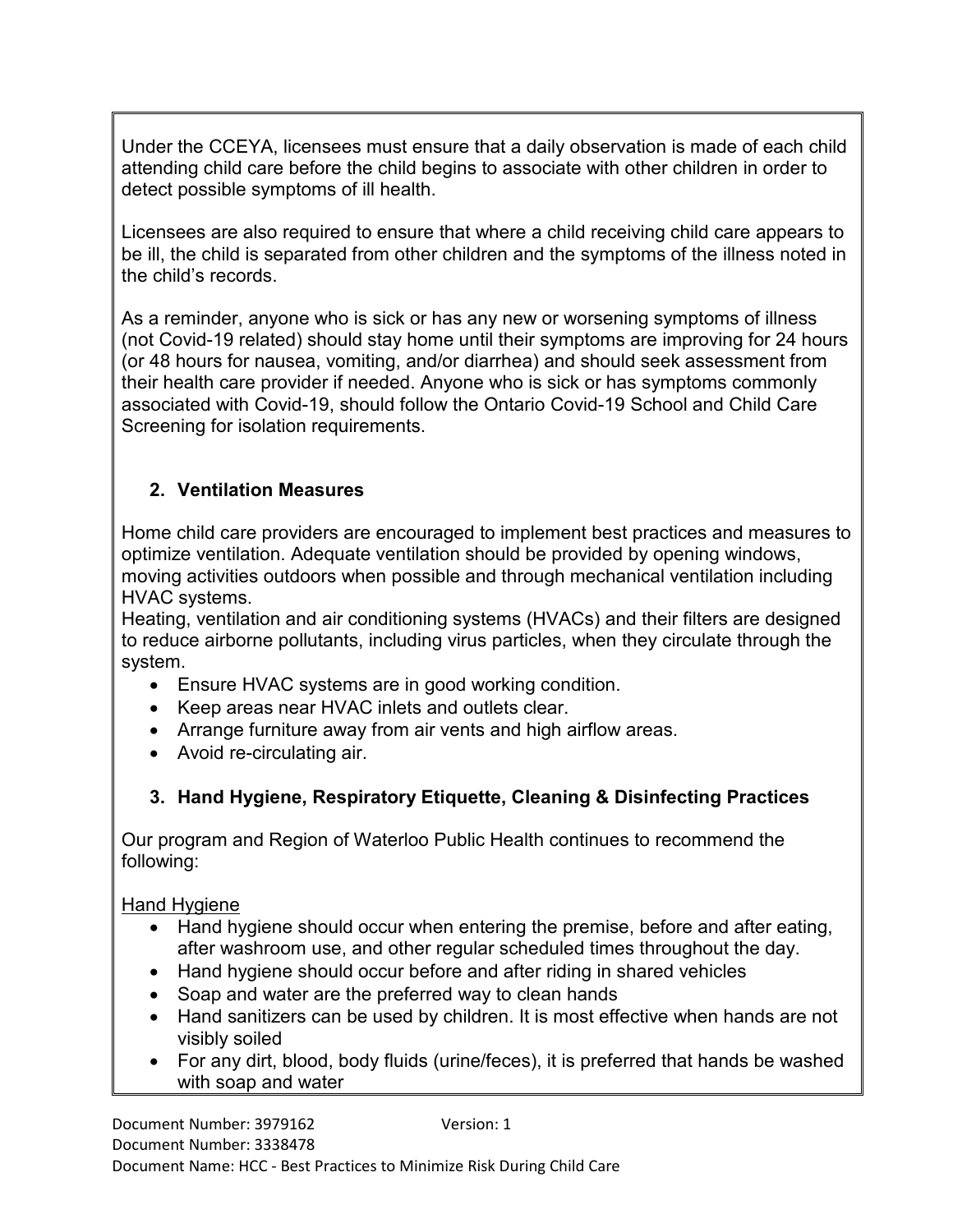Under the CCEYA, licensees must ensure that a daily observation is made of each child attending child care before the child begins to associate with other children in order to detect possible symptoms of ill health.

Licensees are also required to ensure that where a child receiving child care appears to be ill, the child is separated from other children and the symptoms of the illness noted in the child's records.

As a reminder, anyone who is sick or has any new or worsening symptoms of illness (not Covid-19 related) should stay home until their symptoms are improving for 24 hours (or 48 hours for nausea, vomiting, and/or diarrhea) and should seek assessment from their health care provider if needed. Anyone who is sick or has symptoms commonly associated with Covid-19, should follow the Ontario Covid-19 School and Child Care Screening for isolation requirements.

### 2. Ventilation Measures

Home child care providers are encouraged to implement best practices and measures to optimize ventilation. Adequate ventilation should be provided by opening windows, moving activities outdoors when possible and through mechanical ventilation including HVAC systems.
Heating, ventilation and air conditioning systems (HVACs) and their filters are designed to reduce airborne pollutants, including virus particles, when they circulate through the system.

- Ensure HVAC systems are in good working condition.
- Keep areas near HVAC inlets and outlets clear.
- Arrange furniture away from air vents and high airflow areas.
- Avoid re-circulating air.

### 3. Hand Hygiene, Respiratory Etiquette, Cleaning & Disinfecting Practices

Our program and Region of Waterloo Public Health continues to recommend the following:

<u>Hand Hygiene</u>

- Hand hygiene should occur when entering the premise, before and after eating, after washroom use, and other regular scheduled times throughout the day.
- Hand hygiene should occur before and after riding in shared vehicles
- Soap and water are the preferred way to clean hands
- Hand sanitizers can be used by children. It is most effective when hands are not visibly soiled
- For any dirt, blood, body fluids (urine/feces), it is preferred that hands be washed with soap and water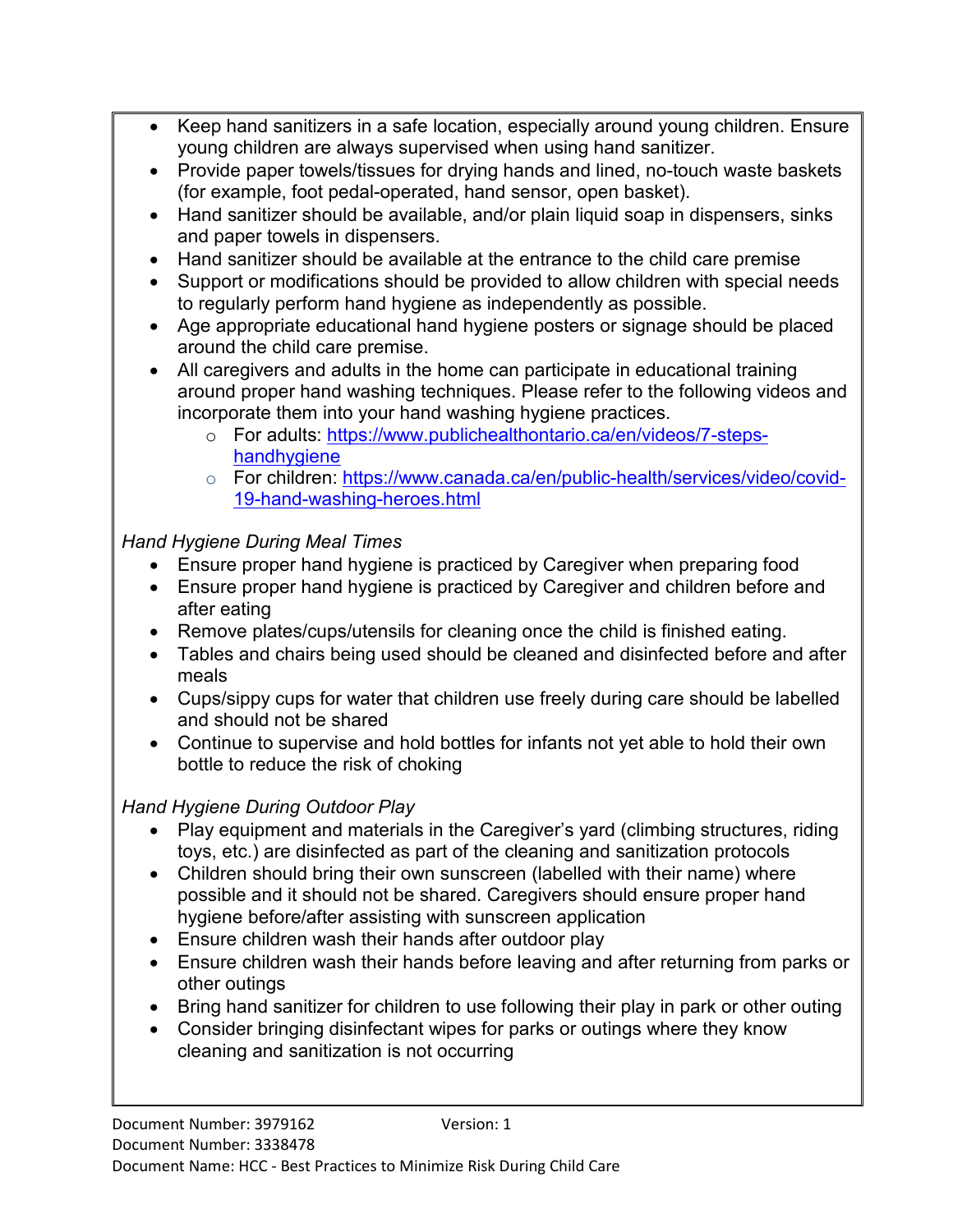- Keep hand sanitizers in a safe location, especially around young children. Ensure young children are always supervised when using hand sanitizer.
- Provide paper towels/tissues for drying hands and lined, no-touch waste baskets (for example, foot pedal-operated, hand sensor, open basket).
- Hand sanitizer should be available, and/or plain liquid soap in dispensers, sinks and paper towels in dispensers.
- Hand sanitizer should be available at the entrance to the child care premise
- Support or modifications should be provided to allow children with special needs to regularly perform hand hygiene as independently as possible.
- Age appropriate educational hand hygiene posters or signage should be placed around the child care premise.
- All caregivers and adults in the home can participate in educational training around proper hand washing techniques. Please refer to the following videos and incorporate them into your hand washing hygiene practices.
  - For adults: https://www.publichealthontario.ca/en/videos/7-steps-handhygiene
  - For children: https://www.canada.ca/en/public-health/services/video/covid-19-hand-washing-heroes.html

*Hand Hygiene During Meal Times*

- Ensure proper hand hygiene is practiced by Caregiver when preparing food
- Ensure proper hand hygiene is practiced by Caregiver and children before and after eating
- Remove plates/cups/utensils for cleaning once the child is finished eating.
- Tables and chairs being used should be cleaned and disinfected before and after meals
- Cups/sippy cups for water that children use freely during care should be labelled and should not be shared
- Continue to supervise and hold bottles for infants not yet able to hold their own bottle to reduce the risk of choking

*Hand Hygiene During Outdoor Play*

- Play equipment and materials in the Caregiver's yard (climbing structures, riding toys, etc.) are disinfected as part of the cleaning and sanitization protocols
- Children should bring their own sunscreen (labelled with their name) where possible and it should not be shared. Caregivers should ensure proper hand hygiene before/after assisting with sunscreen application
- Ensure children wash their hands after outdoor play
- Ensure children wash their hands before leaving and after returning from parks or other outings
- Bring hand sanitizer for children to use following their play in park or other outing
- Consider bringing disinfectant wipes for parks or outings where they know cleaning and sanitization is not occurring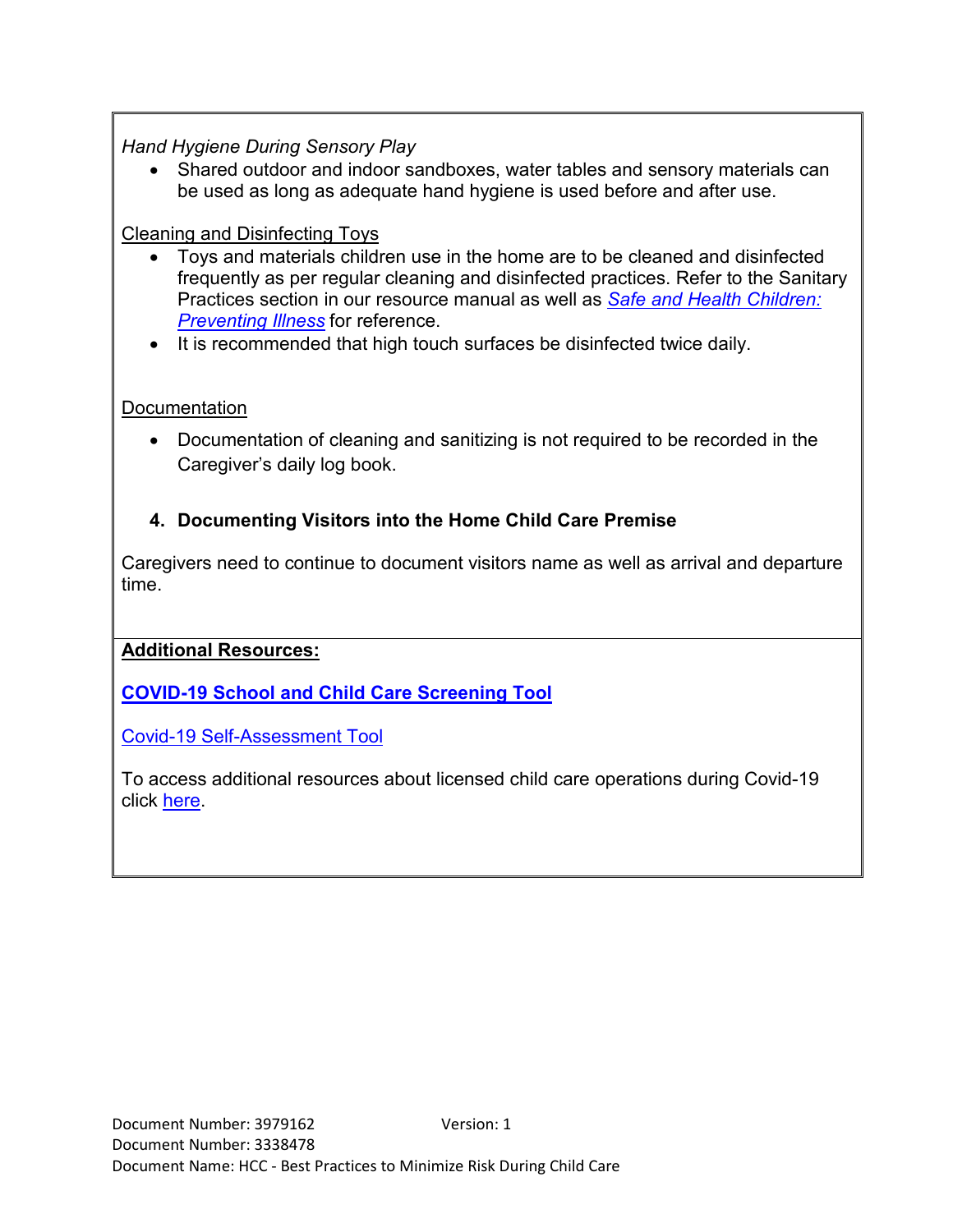*Hand Hygiene During Sensory Play*

- Shared outdoor and indoor sandboxes, water tables and sensory materials can be used as long as adequate hand hygiene is used before and after use.

Cleaning and Disinfecting Toys

- Toys and materials children use in the home are to be cleaned and disinfected frequently as per regular cleaning and disinfected practices. Refer to the Sanitary Practices section in our resource manual as well as *Safe and Health Children: Preventing Illness* for reference.
- It is recommended that high touch surfaces be disinfected twice daily.

Documentation

- Documentation of cleaning and sanitizing is not required to be recorded in the Caregiver's daily log book.

### 4. Documenting Visitors into the Home Child Care Premise

Caregivers need to continue to document visitors name as well as arrival and departure time.

**Additional Resources:**

**COVID-19 School and Child Care Screening Tool**

Covid-19 Self-Assessment Tool

To access additional resources about licensed child care operations during Covid-19 click here.

Document Number: 3979162 Version: 1
Document Number: 3338478
Document Name: HCC - Best Practices to Minimize Risk During Child Care